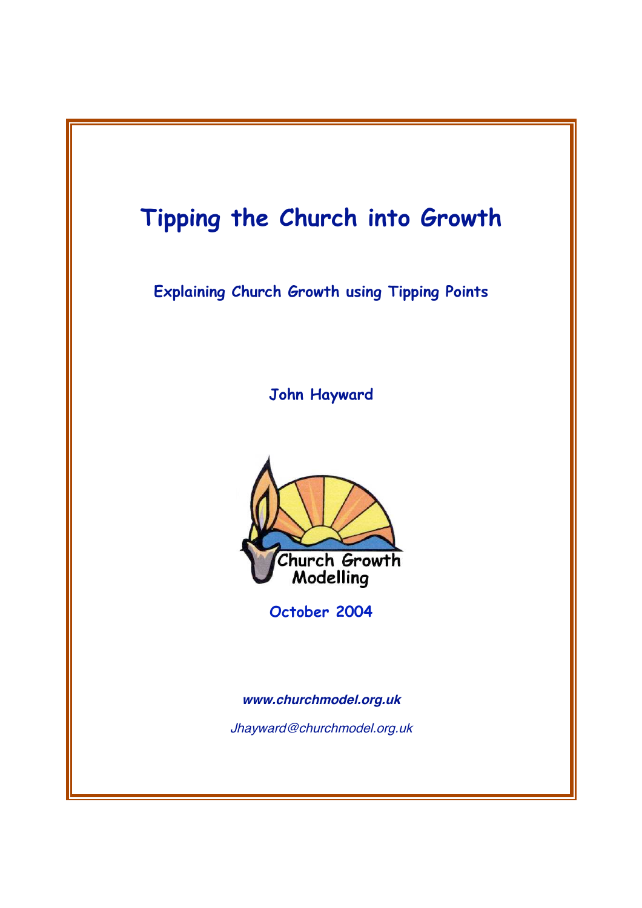# Tipping the Church into Growth

**Explaining Church Growth using Tipping Points**

**John Hayward**

Church Growth Modelling

**October 2004**

***www.churchmodel.org.uk***

*Jhayward@churchmodel.org.uk*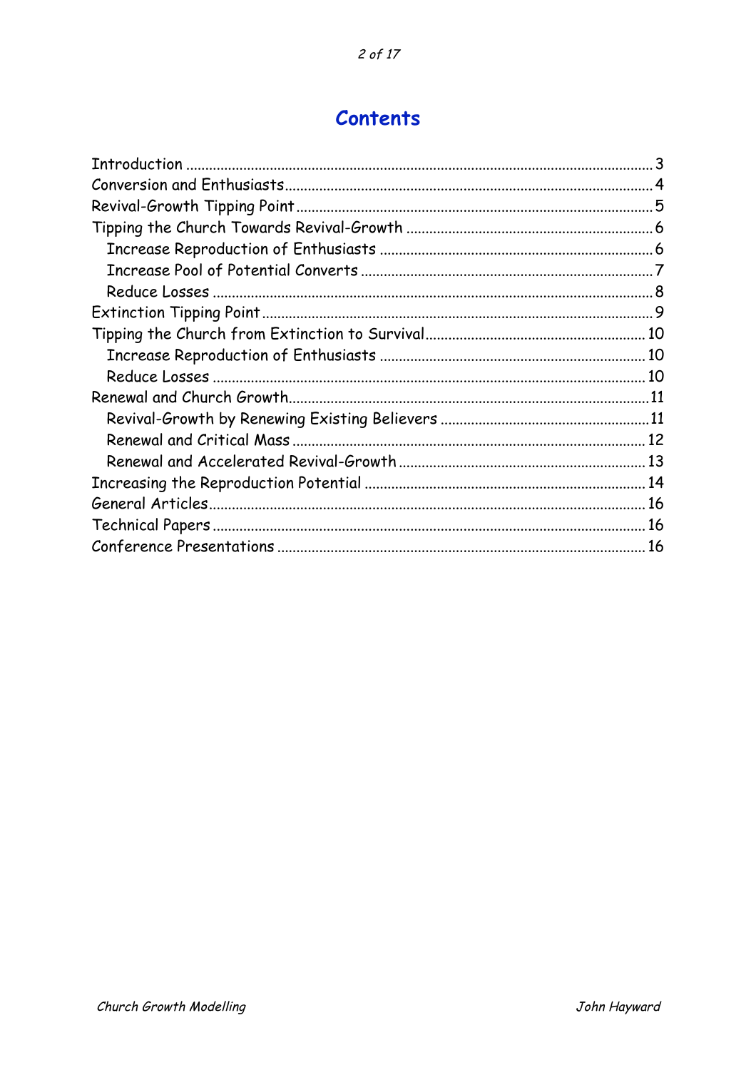# Contents

- Introduction ..... 3
- Conversion and Enthusiasts ..... 4
- Revival-Growth Tipping Point ..... 5
- Tipping the Church Towards Revival-Growth ..... 6
  - Increase Reproduction of Enthusiasts ..... 6
  - Increase Pool of Potential Converts ..... 7
  - Reduce Losses ..... 8
- Extinction Tipping Point ..... 9
- Tipping the Church from Extinction to Survival ..... 10
  - Increase Reproduction of Enthusiasts ..... 10
  - Reduce Losses ..... 10
- Renewal and Church Growth ..... 11
  - Revival-Growth by Renewing Existing Believers ..... 11
  - Renewal and Critical Mass ..... 12
  - Renewal and Accelerated Revival-Growth ..... 13
- Increasing the Reproduction Potential ..... 14
- General Articles ..... 16
- Technical Papers ..... 16
- Conference Presentations ..... 16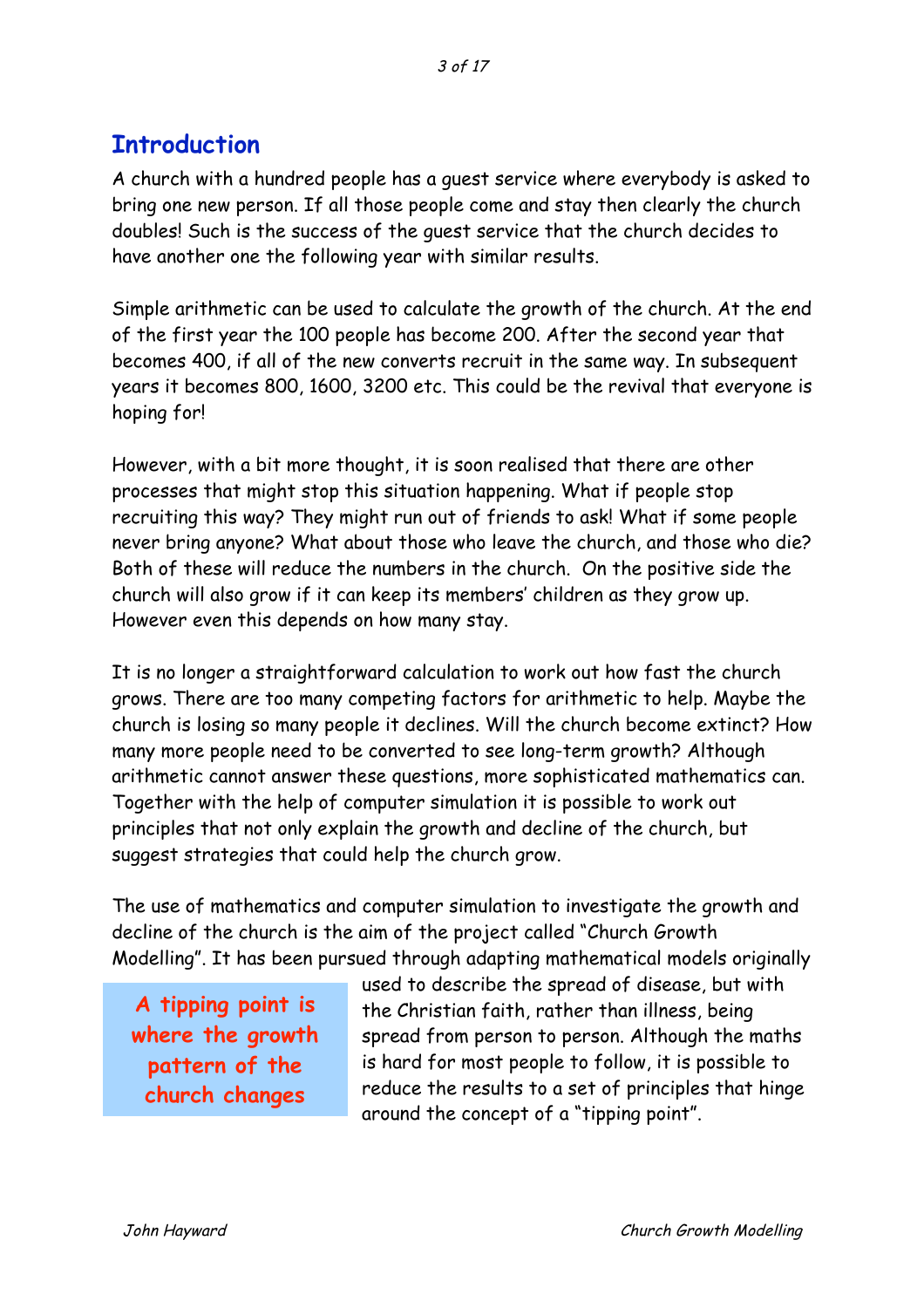## Introduction

A church with a hundred people has a guest service where everybody is asked to bring one new person. If all those people come and stay then clearly the church doubles! Such is the success of the guest service that the church decides to have another one the following year with similar results.

Simple arithmetic can be used to calculate the growth of the church. At the end of the first year the 100 people has become 200. After the second year that becomes 400, if all of the new converts recruit in the same way. In subsequent years it becomes 800, 1600, 3200 etc. This could be the revival that everyone is hoping for!

However, with a bit more thought, it is soon realised that there are other processes that might stop this situation happening. What if people stop recruiting this way? They might run out of friends to ask! What if some people never bring anyone? What about those who leave the church, and those who die? Both of these will reduce the numbers in the church. On the positive side the church will also grow if it can keep its members' children as they grow up. However even this depends on how many stay.

It is no longer a straightforward calculation to work out how fast the church grows. There are too many competing factors for arithmetic to help. Maybe the church is losing so many people it declines. Will the church become extinct? How many more people need to be converted to see long-term growth? Although arithmetic cannot answer these questions, more sophisticated mathematics can. Together with the help of computer simulation it is possible to work out principles that not only explain the growth and decline of the church, but suggest strategies that could help the church grow.

The use of mathematics and computer simulation to investigate the growth and decline of the church is the aim of the project called "Church Growth Modelling". It has been pursued through adapting mathematical models originally used to describe the spread of disease, but with the Christian faith, rather than illness, being spread from person to person. Although the maths is hard for most people to follow, it is possible to reduce the results to a set of principles that hinge around the concept of a "tipping point".

> **A tipping point is where the growth pattern of the church changes**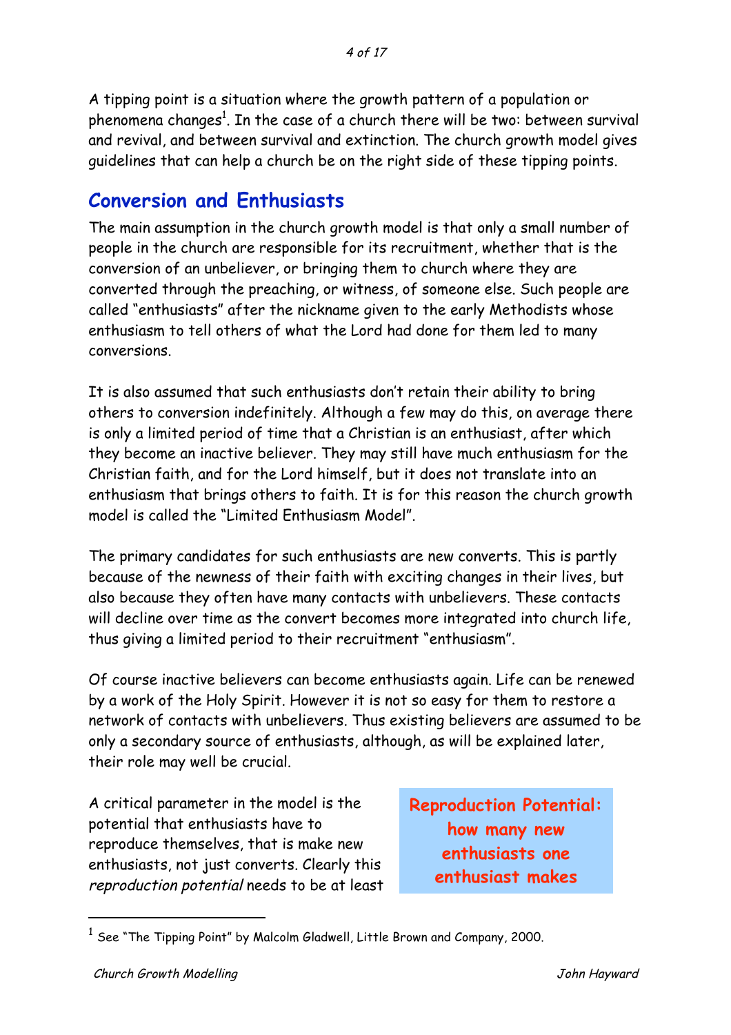A tipping point is a situation where the growth pattern of a population or phenomena changes[1]. In the case of a church there will be two: between survival and revival, and between survival and extinction. The church growth model gives guidelines that can help a church be on the right side of these tipping points.

## Conversion and Enthusiasts

The main assumption in the church growth model is that only a small number of people in the church are responsible for its recruitment, whether that is the conversion of an unbeliever, or bringing them to church where they are converted through the preaching, or witness, of someone else. Such people are called "enthusiasts" after the nickname given to the early Methodists whose enthusiasm to tell others of what the Lord had done for them led to many conversions.

It is also assumed that such enthusiasts don't retain their ability to bring others to conversion indefinitely. Although a few may do this, on average there is only a limited period of time that a Christian is an enthusiast, after which they become an inactive believer. They may still have much enthusiasm for the Christian faith, and for the Lord himself, but it does not translate into an enthusiasm that brings others to faith. It is for this reason the church growth model is called the "Limited Enthusiasm Model".

The primary candidates for such enthusiasts are new converts. This is partly because of the newness of their faith with exciting changes in their lives, but also because they often have many contacts with unbelievers. These contacts will decline over time as the convert becomes more integrated into church life, thus giving a limited period to their recruitment "enthusiasm".

Of course inactive believers can become enthusiasts again. Life can be renewed by a work of the Holy Spirit. However it is not so easy for them to restore a network of contacts with unbelievers. Thus existing believers are assumed to be only a secondary source of enthusiasts, although, as will be explained later, their role may well be crucial.

**Reproduction Potential: how many new enthusiasts one enthusiast makes**

A critical parameter in the model is the potential that enthusiasts have to reproduce themselves, that is make new enthusiasts, not just converts. Clearly this *reproduction potential* needs to be at least

---

[1] See "The Tipping Point" by Malcolm Gladwell, Little Brown and Company, 2000.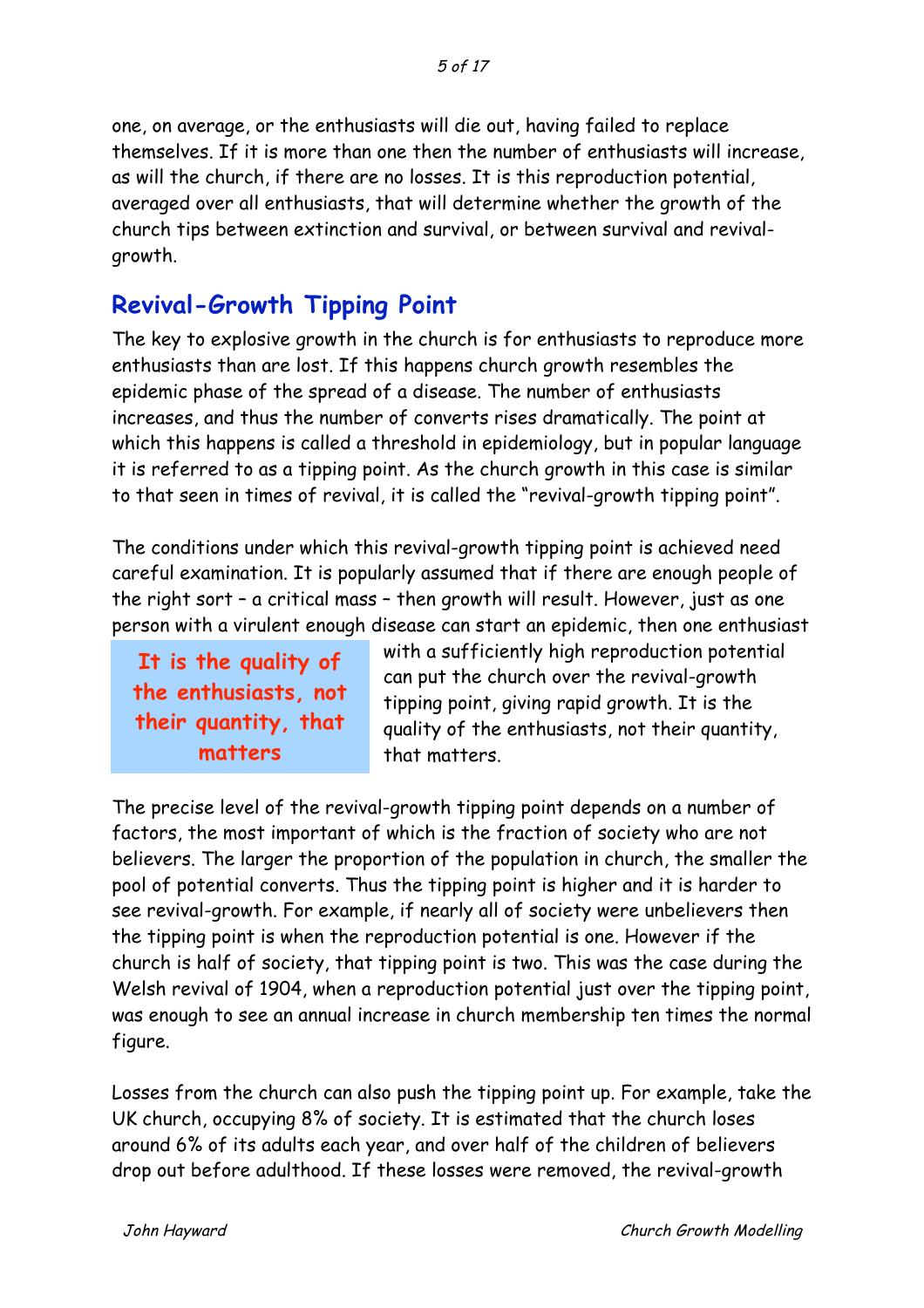one, on average, or the enthusiasts will die out, having failed to replace themselves. If it is more than one then the number of enthusiasts will increase, as will the church, if there are no losses. It is this reproduction potential, averaged over all enthusiasts, that will determine whether the growth of the church tips between extinction and survival, or between survival and revival-growth.

## Revival-Growth Tipping Point

The key to explosive growth in the church is for enthusiasts to reproduce more enthusiasts than are lost. If this happens church growth resembles the epidemic phase of the spread of a disease. The number of enthusiasts increases, and thus the number of converts rises dramatically. The point at which this happens is called a threshold in epidemiology, but in popular language it is referred to as a tipping point. As the church growth in this case is similar to that seen in times of revival, it is called the "revival-growth tipping point".

The conditions under which this revival-growth tipping point is achieved need careful examination. It is popularly assumed that if there are enough people of the right sort – a critical mass – then growth will result. However, just as one person with a virulent enough disease can start an epidemic, then one enthusiast with a sufficiently high reproduction potential can put the church over the revival-growth tipping point, giving rapid growth. It is the quality of the enthusiasts, not their quantity, that matters.

**It is the quality of the enthusiasts, not their quantity, that matters**

The precise level of the revival-growth tipping point depends on a number of factors, the most important of which is the fraction of society who are not believers. The larger the proportion of the population in church, the smaller the pool of potential converts. Thus the tipping point is higher and it is harder to see revival-growth. For example, if nearly all of society were unbelievers then the tipping point is when the reproduction potential is one. However if the church is half of society, that tipping point is two. This was the case during the Welsh revival of 1904, when a reproduction potential just over the tipping point, was enough to see an annual increase in church membership ten times the normal figure.

Losses from the church can also push the tipping point up. For example, take the UK church, occupying 8% of society. It is estimated that the church loses around 6% of its adults each year, and over half of the children of believers drop out before adulthood. If these losses were removed, the revival-growth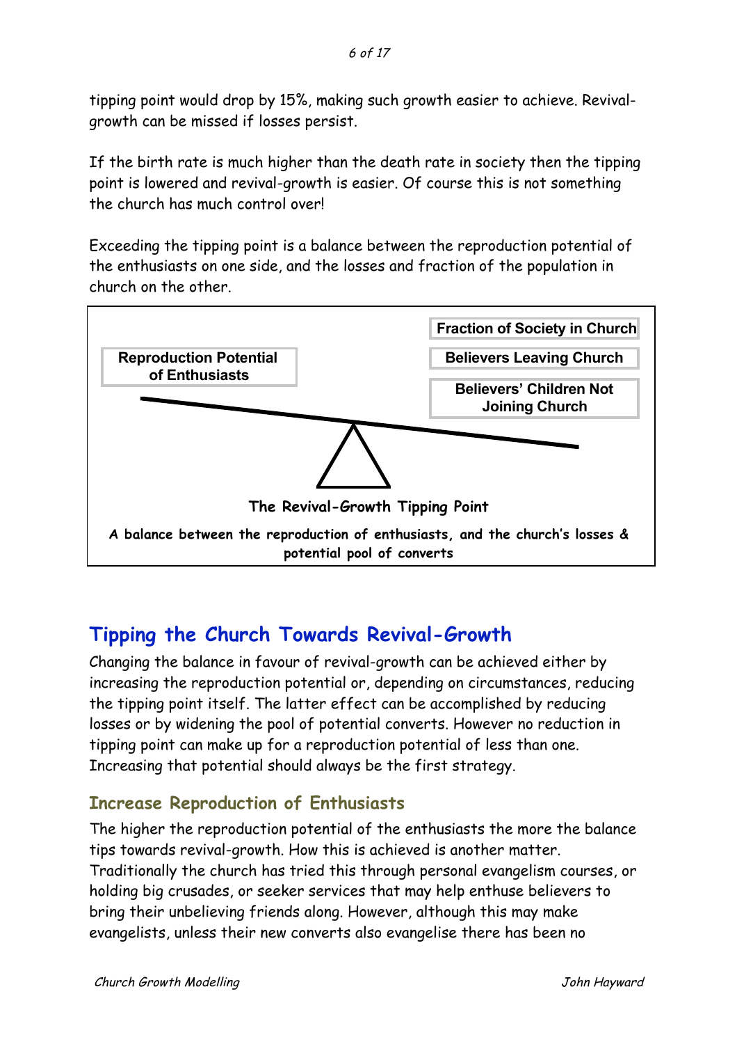tipping point would drop by 15%, making such growth easier to achieve. Revival-growth can be missed if losses persist.

If the birth rate is much higher than the death rate in society then the tipping point is lowered and revival-growth is easier. Of course this is not something the church has much control over!

Exceeding the tipping point is a balance between the reproduction potential of the enthusiasts on one side, and the losses and fraction of the population in church on the other.

Reproduction Potential of Enthusiasts

Fraction of Society in Church

Believers Leaving Church

Believers' Children Not Joining Church

**The Revival-Growth Tipping Point**

**A balance between the reproduction of enthusiasts, and the church's losses & potential pool of converts**

## Tipping the Church Towards Revival-Growth

Changing the balance in favour of revival-growth can be achieved either by increasing the reproduction potential or, depending on circumstances, reducing the tipping point itself. The latter effect can be accomplished by reducing losses or by widening the pool of potential converts. However no reduction in tipping point can make up for a reproduction potential of less than one. Increasing that potential should always be the first strategy.

### Increase Reproduction of Enthusiasts

The higher the reproduction potential of the enthusiasts the more the balance tips towards revival-growth. How this is achieved is another matter. Traditionally the church has tried this through personal evangelism courses, or holding big crusades, or seeker services that may help enthuse believers to bring their unbelieving friends along. However, although this may make evangelists, unless their new converts also evangelise there has been no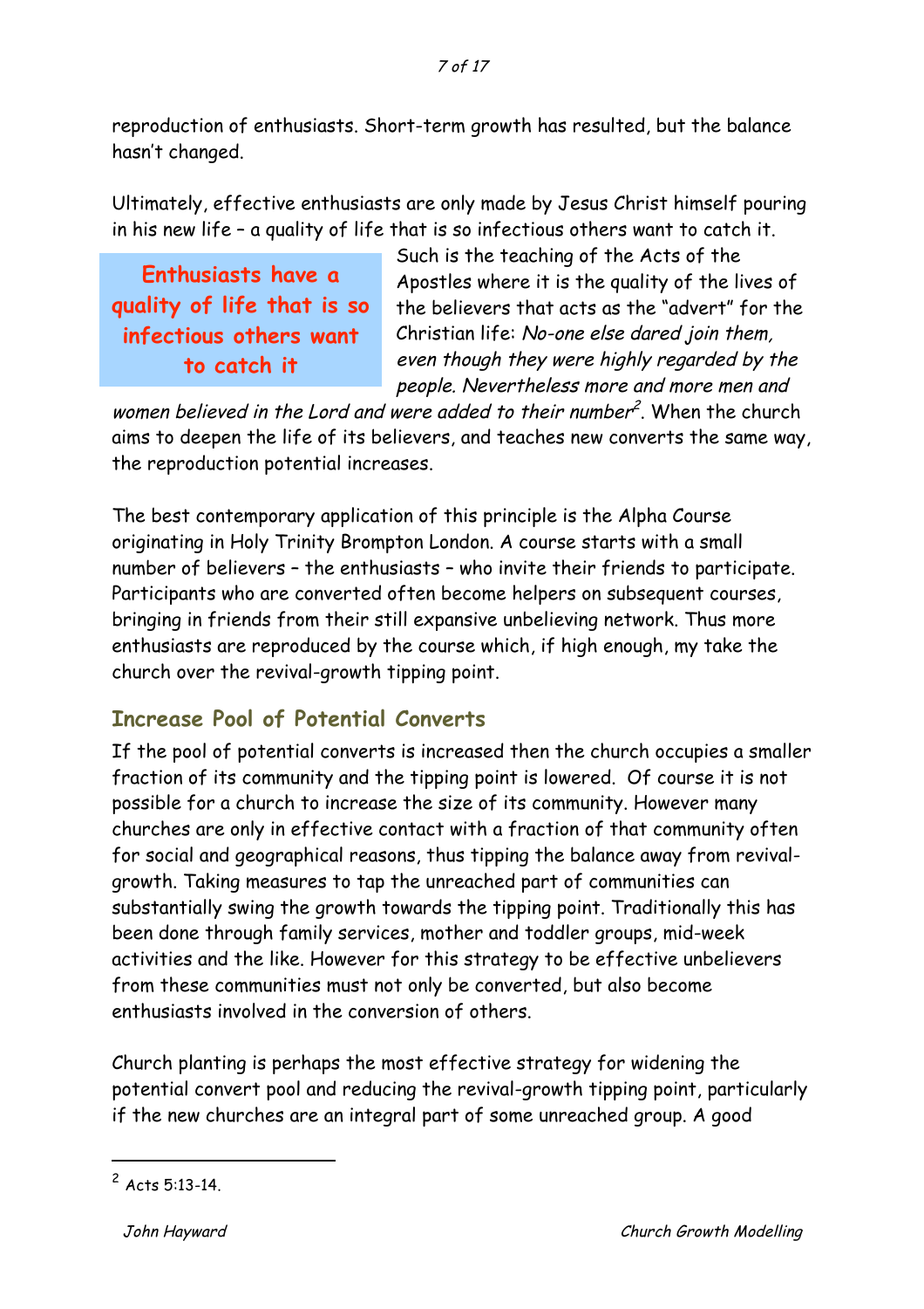reproduction of enthusiasts. Short-term growth has resulted, but the balance hasn't changed.

Ultimately, effective enthusiasts are only made by Jesus Christ himself pouring in his new life – a quality of life that is so infectious others want to catch it.

> **Enthusiasts have a quality of life that is so infectious others want to catch it**

Such is the teaching of the Acts of the Apostles where it is the quality of the lives of the believers that acts as the "advert" for the Christian life: *No-one else dared join them, even though they were highly regarded by the people. Nevertheless more and more men and women believed in the Lord and were added to their number*[2]. When the church aims to deepen the life of its believers, and teaches new converts the same way, the reproduction potential increases.

The best contemporary application of this principle is the Alpha Course originating in Holy Trinity Brompton London. A course starts with a small number of believers – the enthusiasts – who invite their friends to participate. Participants who are converted often become helpers on subsequent courses, bringing in friends from their still expansive unbelieving network. Thus more enthusiasts are reproduced by the course which, if high enough, my take the church over the revival-growth tipping point.

## Increase Pool of Potential Converts

If the pool of potential converts is increased then the church occupies a smaller fraction of its community and the tipping point is lowered. Of course it is not possible for a church to increase the size of its community. However many churches are only in effective contact with a fraction of that community often for social and geographical reasons, thus tipping the balance away from revival-growth. Taking measures to tap the unreached part of communities can substantially swing the growth towards the tipping point. Traditionally this has been done through family services, mother and toddler groups, mid-week activities and the like. However for this strategy to be effective unbelievers from these communities must not only be converted, but also become enthusiasts involved in the conversion of others.

Church planting is perhaps the most effective strategy for widening the potential convert pool and reducing the revival-growth tipping point, particularly if the new churches are an integral part of some unreached group. A good

---

[2] Acts 5:13-14.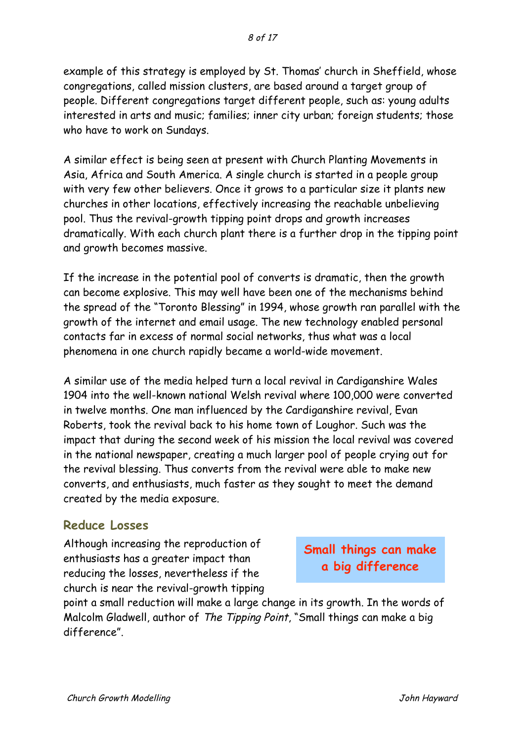example of this strategy is employed by St. Thomas' church in Sheffield, whose congregations, called mission clusters, are based around a target group of people. Different congregations target different people, such as: young adults interested in arts and music; families; inner city urban; foreign students; those who have to work on Sundays.

A similar effect is being seen at present with Church Planting Movements in Asia, Africa and South America. A single church is started in a people group with very few other believers. Once it grows to a particular size it plants new churches in other locations, effectively increasing the reachable unbelieving pool. Thus the revival-growth tipping point drops and growth increases dramatically. With each church plant there is a further drop in the tipping point and growth becomes massive.

If the increase in the potential pool of converts is dramatic, then the growth can become explosive. This may well have been one of the mechanisms behind the spread of the "Toronto Blessing" in 1994, whose growth ran parallel with the growth of the internet and email usage. The new technology enabled personal contacts far in excess of normal social networks, thus what was a local phenomena in one church rapidly became a world-wide movement.

A similar use of the media helped turn a local revival in Cardiganshire Wales 1904 into the well-known national Welsh revival where 100,000 were converted in twelve months. One man influenced by the Cardiganshire revival, Evan Roberts, took the revival back to his home town of Loughor. Such was the impact that during the second week of his mission the local revival was covered in the national newspaper, creating a much larger pool of people crying out for the revival blessing. Thus converts from the revival were able to make new converts, and enthusiasts, much faster as they sought to meet the demand created by the media exposure.

## Reduce Losses

**Small things can make a big difference**

Although increasing the reproduction of enthusiasts has a greater impact than reducing the losses, nevertheless if the church is near the revival-growth tipping point a small reduction will make a large change in its growth. In the words of Malcolm Gladwell, author of *The Tipping Point*, "Small things can make a big difference".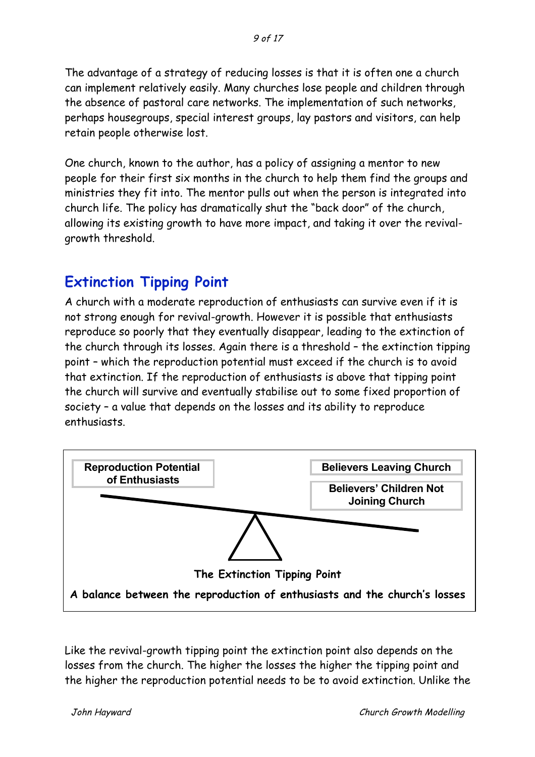The advantage of a strategy of reducing losses is that it is often one a church can implement relatively easily. Many churches lose people and children through the absence of pastoral care networks. The implementation of such networks, perhaps housegroups, special interest groups, lay pastors and visitors, can help retain people otherwise lost.

One church, known to the author, has a policy of assigning a mentor to new people for their first six months in the church to help them find the groups and ministries they fit into. The mentor pulls out when the person is integrated into church life. The policy has dramatically shut the "back door" of the church, allowing its existing growth to have more impact, and taking it over the revival-growth threshold.

## Extinction Tipping Point

A church with a moderate reproduction of enthusiasts can survive even if it is not strong enough for revival-growth. However it is possible that enthusiasts reproduce so poorly that they eventually disappear, leading to the extinction of the church through its losses. Again there is a threshold – the extinction tipping point – which the reproduction potential must exceed if the church is to avoid that extinction. If the reproduction of enthusiasts is above that tipping point the church will survive and eventually stabilise out to some fixed proportion of society – a value that depends on the losses and its ability to reproduce enthusiasts.

**Reproduction Potential of Enthusiasts**

**Believers Leaving Church**

**Believers' Children Not Joining Church**

**The Extinction Tipping Point**

**A balance between the reproduction of enthusiasts and the church's losses**

Like the revival-growth tipping point the extinction point also depends on the losses from the church. The higher the losses the higher the tipping point and the higher the reproduction potential needs to be to avoid extinction. Unlike the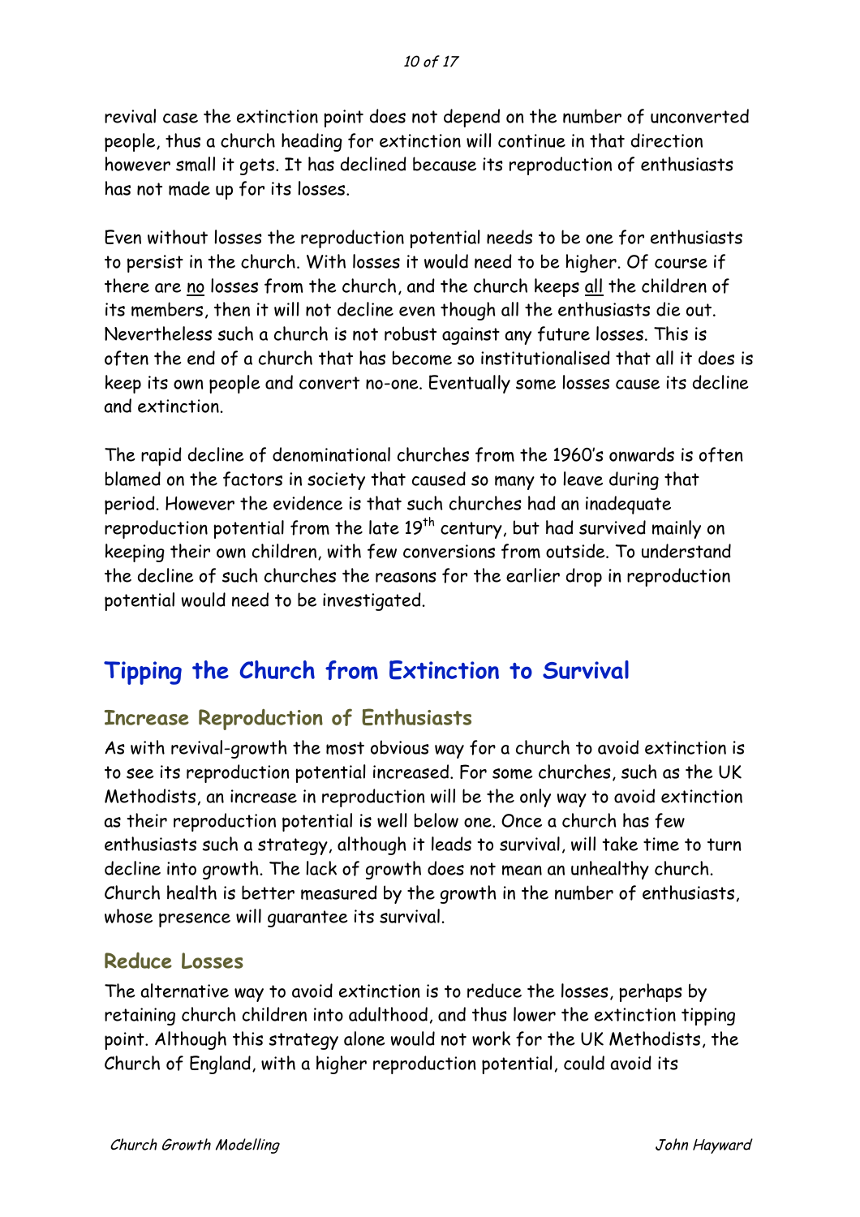revival case the extinction point does not depend on the number of unconverted people, thus a church heading for extinction will continue in that direction however small it gets. It has declined because its reproduction of enthusiasts has not made up for its losses.

Even without losses the reproduction potential needs to be one for enthusiasts to persist in the church. With losses it would need to be higher. Of course if there are no losses from the church, and the church keeps all the children of its members, then it will not decline even though all the enthusiasts die out. Nevertheless such a church is not robust against any future losses. This is often the end of a church that has become so institutionalised that all it does is keep its own people and convert no-one. Eventually some losses cause its decline and extinction.

The rapid decline of denominational churches from the 1960's onwards is often blamed on the factors in society that caused so many to leave during that period. However the evidence is that such churches had an inadequate reproduction potential from the late 19th century, but had survived mainly on keeping their own children, with few conversions from outside. To understand the decline of such churches the reasons for the earlier drop in reproduction potential would need to be investigated.

## Tipping the Church from Extinction to Survival

### Increase Reproduction of Enthusiasts

As with revival-growth the most obvious way for a church to avoid extinction is to see its reproduction potential increased. For some churches, such as the UK Methodists, an increase in reproduction will be the only way to avoid extinction as their reproduction potential is well below one. Once a church has few enthusiasts such a strategy, although it leads to survival, will take time to turn decline into growth. The lack of growth does not mean an unhealthy church. Church health is better measured by the growth in the number of enthusiasts, whose presence will guarantee its survival.

### Reduce Losses

The alternative way to avoid extinction is to reduce the losses, perhaps by retaining church children into adulthood, and thus lower the extinction tipping point. Although this strategy alone would not work for the UK Methodists, the Church of England, with a higher reproduction potential, could avoid its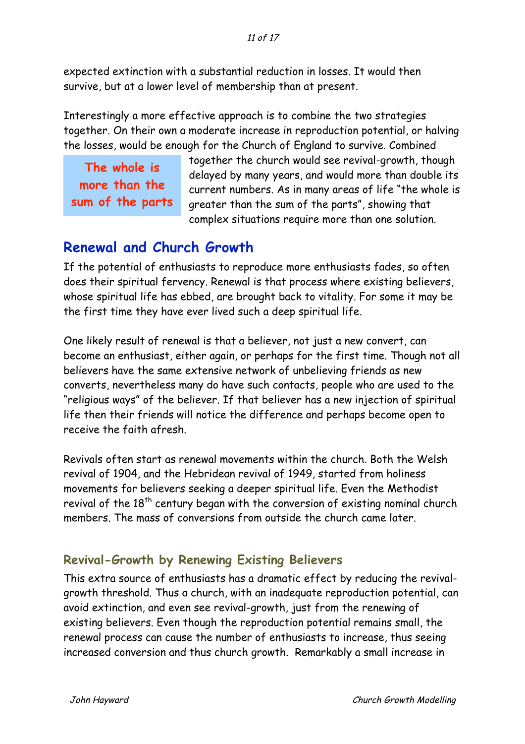expected extinction with a substantial reduction in losses. It would then survive, but at a lower level of membership than at present.

Interestingly a more effective approach is to combine the two strategies together. On their own a moderate increase in reproduction potential, or halving the losses, would be enough for the Church of England to survive. Combined together the church would see revival-growth, though delayed by many years, and would more than double its current numbers. As in many areas of life "the whole is greater than the sum of the parts", showing that complex situations require more than one solution.

**The whole is more than the sum of the parts**

## Renewal and Church Growth

If the potential of enthusiasts to reproduce more enthusiasts fades, so often does their spiritual fervency. Renewal is that process where existing believers, whose spiritual life has ebbed, are brought back to vitality. For some it may be the first time they have ever lived such a deep spiritual life.

One likely result of renewal is that a believer, not just a new convert, can become an enthusiast, either again, or perhaps for the first time. Though not all believers have the same extensive network of unbelieving friends as new converts, nevertheless many do have such contacts, people who are used to the "religious ways" of the believer. If that believer has a new injection of spiritual life then their friends will notice the difference and perhaps become open to receive the faith afresh.

Revivals often start as renewal movements within the church. Both the Welsh revival of 1904, and the Hebridean revival of 1949, started from holiness movements for believers seeking a deeper spiritual life. Even the Methodist revival of the 18th century began with the conversion of existing nominal church members. The mass of conversions from outside the church came later.

### Revival-Growth by Renewing Existing Believers

This extra source of enthusiasts has a dramatic effect by reducing the revival-growth threshold. Thus a church, with an inadequate reproduction potential, can avoid extinction, and even see revival-growth, just from the renewing of existing believers. Even though the reproduction potential remains small, the renewal process can cause the number of enthusiasts to increase, thus seeing increased conversion and thus church growth. Remarkably a small increase in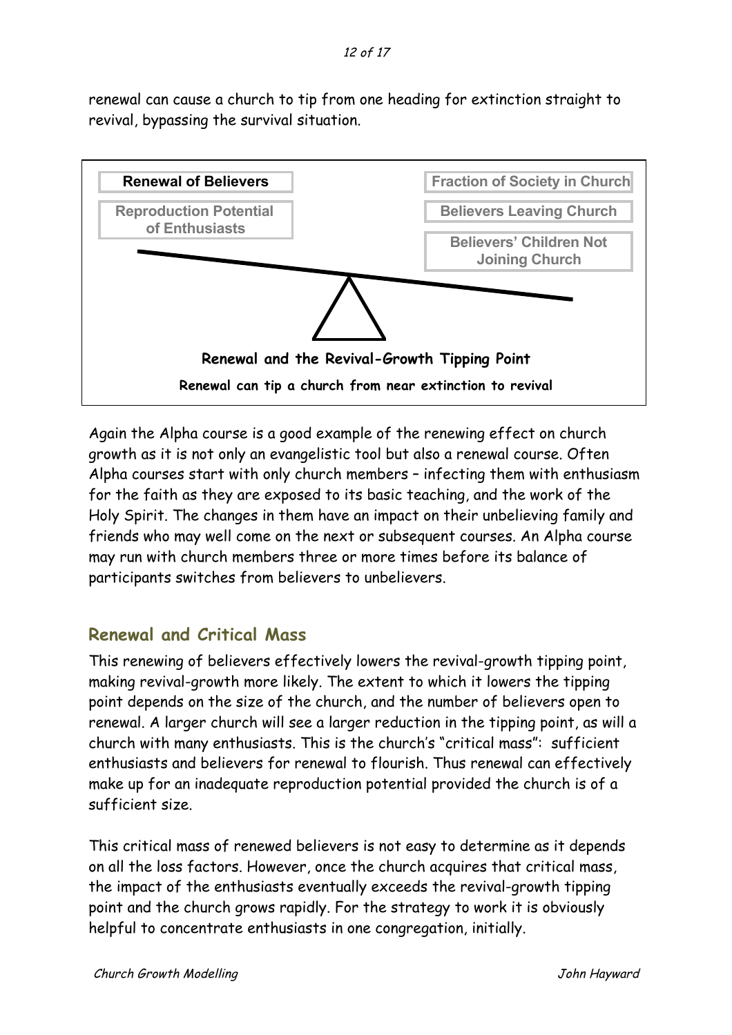renewal can cause a church to tip from one heading for extinction straight to revival, bypassing the survival situation.

**Renewal of Believers**

Reproduction Potential of Enthusiasts

Fraction of Society in Church

Believers Leaving Church

Believers' Children Not Joining Church

**Renewal and the Revival-Growth Tipping Point**

**Renewal can tip a church from near extinction to revival**

Again the Alpha course is a good example of the renewing effect on church growth as it is not only an evangelistic tool but also a renewal course. Often Alpha courses start with only church members – infecting them with enthusiasm for the faith as they are exposed to its basic teaching, and the work of the Holy Spirit. The changes in them have an impact on their unbelieving family and friends who may well come on the next or subsequent courses. An Alpha course may run with church members three or more times before its balance of participants switches from believers to unbelievers.

## Renewal and Critical Mass

This renewing of believers effectively lowers the revival-growth tipping point, making revival-growth more likely. The extent to which it lowers the tipping point depends on the size of the church, and the number of believers open to renewal. A larger church will see a larger reduction in the tipping point, as will a church with many enthusiasts. This is the church's "critical mass": sufficient enthusiasts and believers for renewal to flourish. Thus renewal can effectively make up for an inadequate reproduction potential provided the church is of a sufficient size.

This critical mass of renewed believers is not easy to determine as it depends on all the loss factors. However, once the church acquires that critical mass, the impact of the enthusiasts eventually exceeds the revival-growth tipping point and the church grows rapidly. For the strategy to work it is obviously helpful to concentrate enthusiasts in one congregation, initially.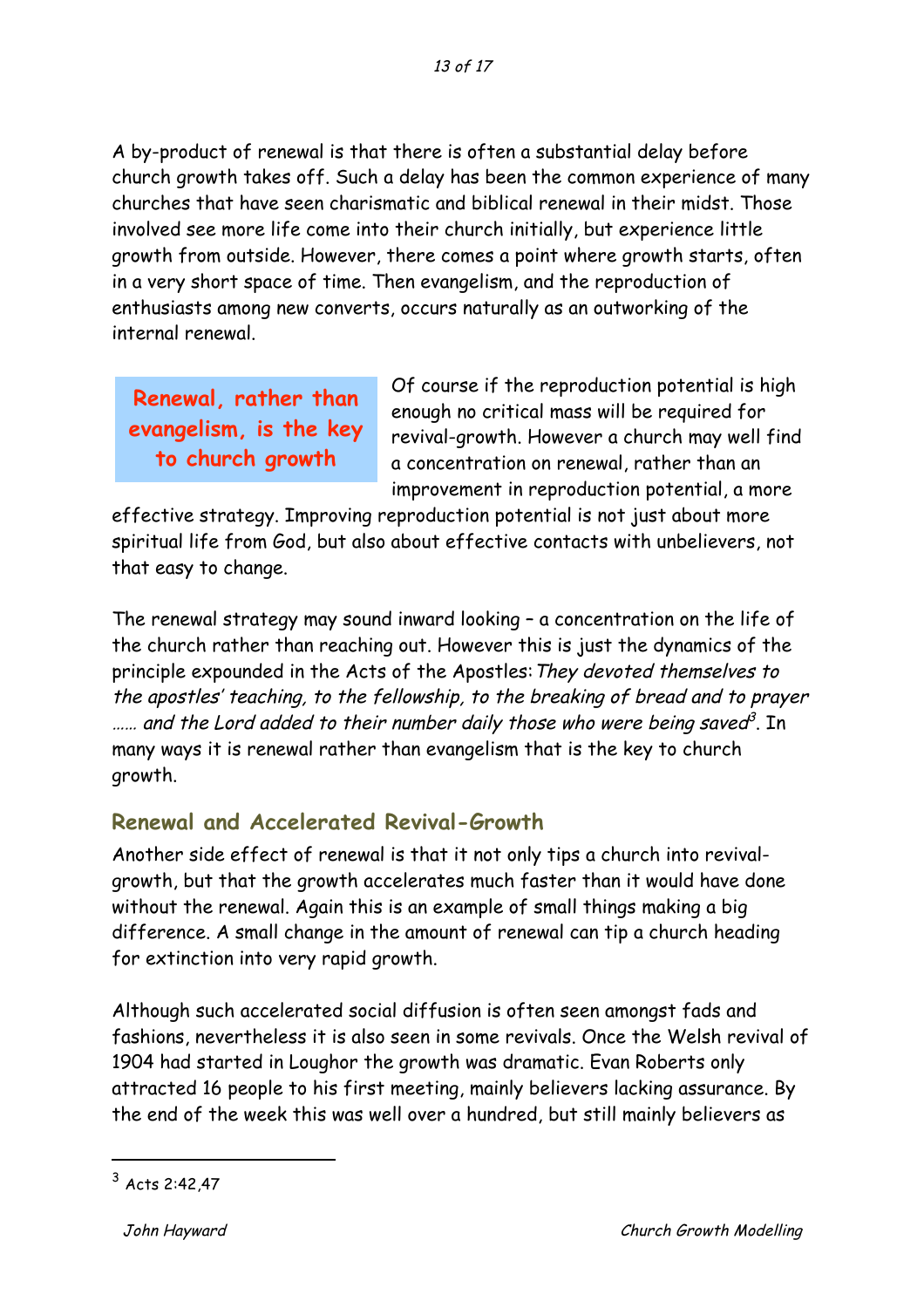A by-product of renewal is that there is often a substantial delay before church growth takes off. Such a delay has been the common experience of many churches that have seen charismatic and biblical renewal in their midst. Those involved see more life come into their church initially, but experience little growth from outside. However, there comes a point where growth starts, often in a very short space of time. Then evangelism, and the reproduction of enthusiasts among new converts, occurs naturally as an outworking of the internal renewal.

**Renewal, rather than evangelism, is the key to church growth**

Of course if the reproduction potential is high enough no critical mass will be required for revival-growth. However a church may well find a concentration on renewal, rather than an improvement in reproduction potential, a more effective strategy. Improving reproduction potential is not just about more spiritual life from God, but also about effective contacts with unbelievers, not that easy to change.

The renewal strategy may sound inward looking – a concentration on the life of the church rather than reaching out. However this is just the dynamics of the principle expounded in the Acts of the Apostles: *They devoted themselves to the apostles' teaching, to the fellowship, to the breaking of bread and to prayer …… and the Lord added to their number daily those who were being saved*[3]. In many ways it is renewal rather than evangelism that is the key to church growth.

## Renewal and Accelerated Revival-Growth

Another side effect of renewal is that it not only tips a church into revival-growth, but that the growth accelerates much faster than it would have done without the renewal. Again this is an example of small things making a big difference. A small change in the amount of renewal can tip a church heading for extinction into very rapid growth.

Although such accelerated social diffusion is often seen amongst fads and fashions, nevertheless it is also seen in some revivals. Once the Welsh revival of 1904 had started in Loughor the growth was dramatic. Evan Roberts only attracted 16 people to his first meeting, mainly believers lacking assurance. By the end of the week this was well over a hundred, but still mainly believers as

---

[3] Acts 2:42,47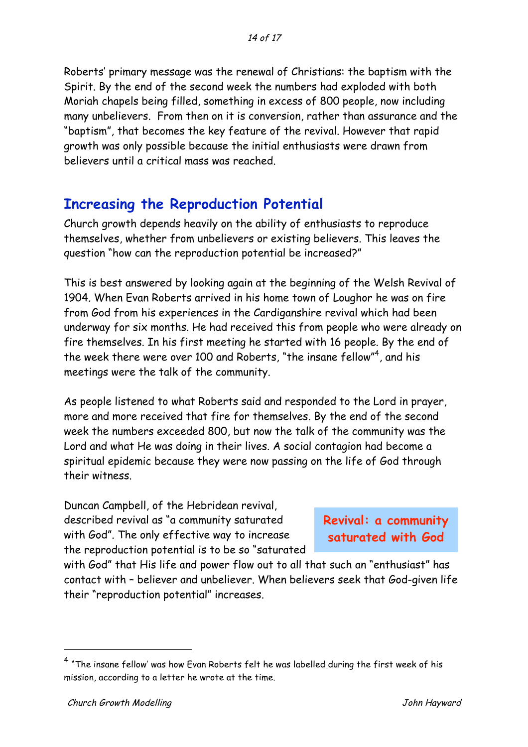Roberts' primary message was the renewal of Christians: the baptism with the Spirit. By the end of the second week the numbers had exploded with both Moriah chapels being filled, something in excess of 800 people, now including many unbelievers. From then on it is conversion, rather than assurance and the "baptism", that becomes the key feature of the revival. However that rapid growth was only possible because the initial enthusiasts were drawn from believers until a critical mass was reached.

## Increasing the Reproduction Potential

Church growth depends heavily on the ability of enthusiasts to reproduce themselves, whether from unbelievers or existing believers. This leaves the question "how can the reproduction potential be increased?"

This is best answered by looking again at the beginning of the Welsh Revival of 1904. When Evan Roberts arrived in his home town of Loughor he was on fire from God from his experiences in the Cardiganshire revival which had been underway for six months. He had received this from people who were already on fire themselves. In his first meeting he started with 16 people. By the end of the week there were over 100 and Roberts, "the insane fellow"[4], and his meetings were the talk of the community.

As people listened to what Roberts said and responded to the Lord in prayer, more and more received that fire for themselves. By the end of the second week the numbers exceeded 800, but now the talk of the community was the Lord and what He was doing in their lives. A social contagion had become a spiritual epidemic because they were now passing on the life of God through their witness.

**Revival: a community saturated with God**

Duncan Campbell, of the Hebridean revival, described revival as "a community saturated with God". The only effective way to increase the reproduction potential is to be so "saturated with God" that His life and power flow out to all that such an "enthusiast" has contact with – believer and unbeliever. When believers seek that God-given life their "reproduction potential" increases.

---

[4] "The insane fellow' was how Evan Roberts felt he was labelled during the first week of his mission, according to a letter he wrote at the time.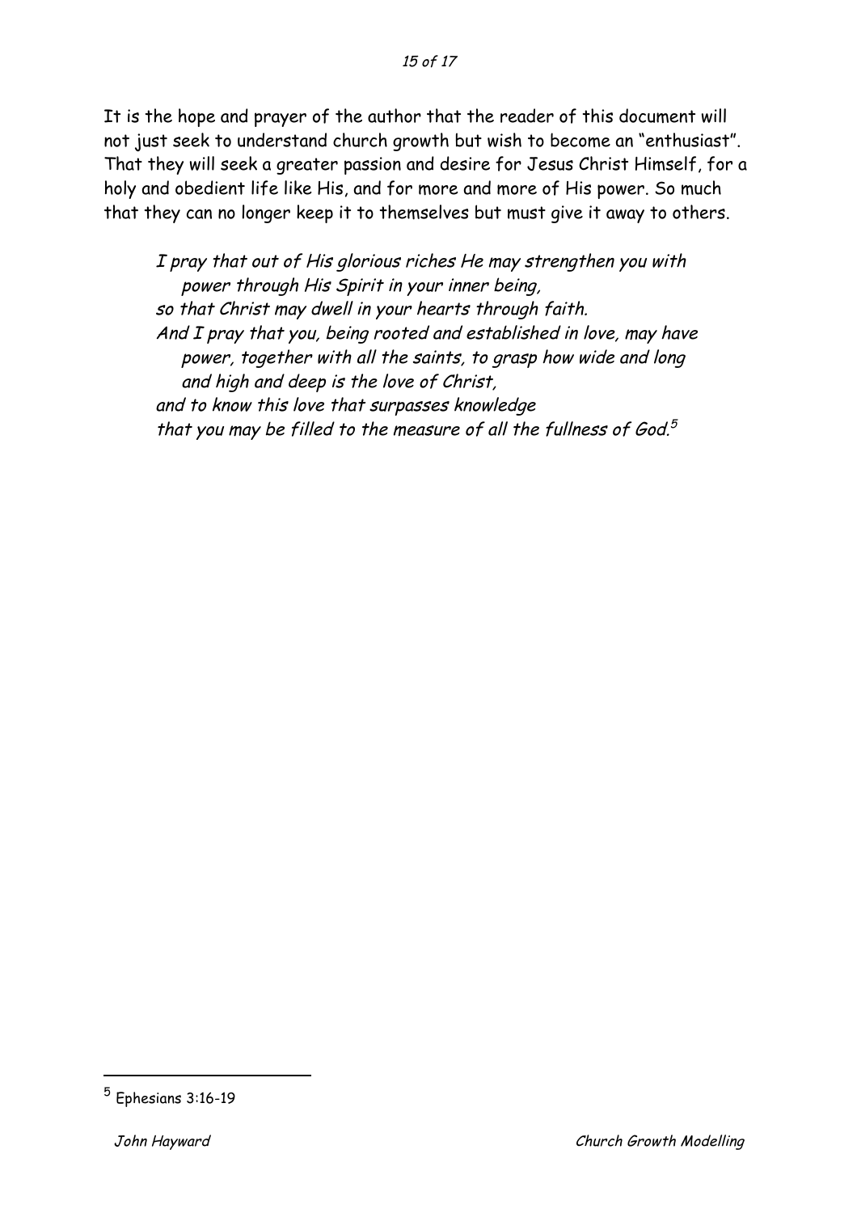It is the hope and prayer of the author that the reader of this document will not just seek to understand church growth but wish to become an "enthusiast". That they will seek a greater passion and desire for Jesus Christ Himself, for a holy and obedient life like His, and for more and more of His power. So much that they can no longer keep it to themselves but must give it away to others.

> *I pray that out of His glorious riches He may strengthen you with power through His Spirit in your inner being,*
> *so that Christ may dwell in your hearts through faith.*
> *And I pray that you, being rooted and established in love, may have power, together with all the saints, to grasp how wide and long and high and deep is the love of Christ,*
> *and to know this love that surpasses knowledge*
> *that you may be filled to the measure of all the fullness of God.*[5]

---

[5] Ephesians 3:16-19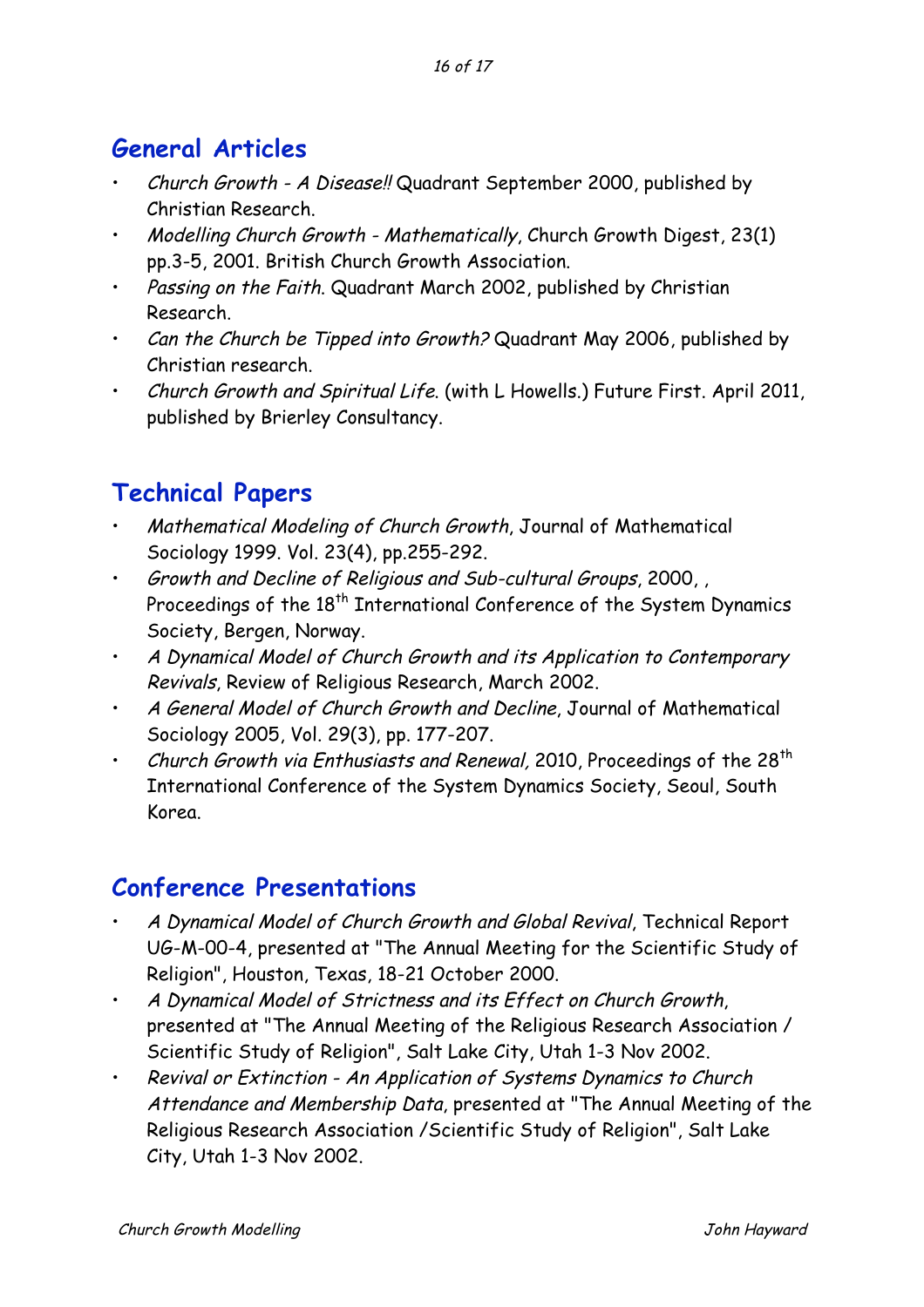## General Articles

- *Church Growth - A Disease!!* Quadrant September 2000, published by Christian Research.
- *Modelling Church Growth - Mathematically*, Church Growth Digest, 23(1) pp.3-5, 2001. British Church Growth Association.
- *Passing on the Faith*. Quadrant March 2002, published by Christian Research.
- *Can the Church be Tipped into Growth?* Quadrant May 2006, published by Christian research.
- *Church Growth and Spiritual Life*. (with L Howells.) Future First. April 2011, published by Brierley Consultancy.

## Technical Papers

- *Mathematical Modeling of Church Growth*, Journal of Mathematical Sociology 1999. Vol. 23(4), pp.255-292.
- *Growth and Decline of Religious and Sub-cultural Groups*, 2000, , Proceedings of the 18th International Conference of the System Dynamics Society, Bergen, Norway.
- *A Dynamical Model of Church Growth and its Application to Contemporary Revivals*, Review of Religious Research, March 2002.
- *A General Model of Church Growth and Decline*, Journal of Mathematical Sociology 2005, Vol. 29(3), pp. 177-207.
- *Church Growth via Enthusiasts and Renewal,* 2010, Proceedings of the 28th International Conference of the System Dynamics Society, Seoul, South Korea.

## Conference Presentations

- *A Dynamical Model of Church Growth and Global Revival*, Technical Report UG-M-00-4, presented at "The Annual Meeting for the Scientific Study of Religion", Houston, Texas, 18-21 October 2000.
- *A Dynamical Model of Strictness and its Effect on Church Growth*, presented at "The Annual Meeting of the Religious Research Association / Scientific Study of Religion", Salt Lake City, Utah 1-3 Nov 2002.
- *Revival or Extinction - An Application of Systems Dynamics to Church Attendance and Membership Data*, presented at "The Annual Meeting of the Religious Research Association /Scientific Study of Religion", Salt Lake City, Utah 1-3 Nov 2002.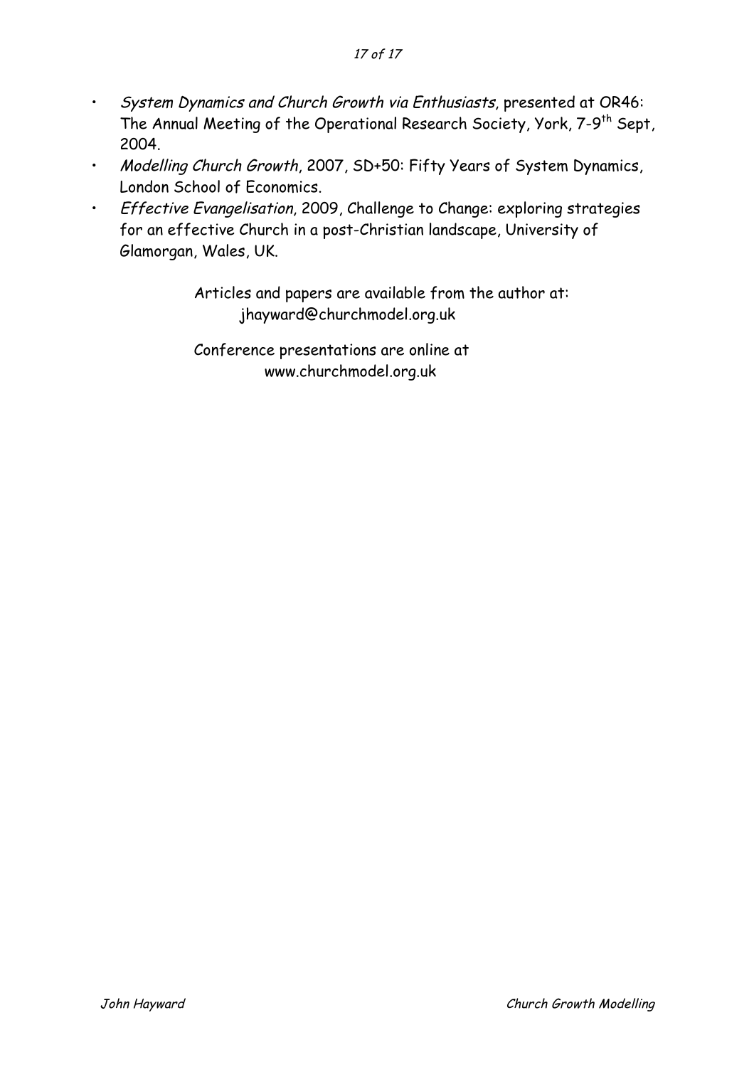- *System Dynamics and Church Growth via Enthusiasts*, presented at OR46: The Annual Meeting of the Operational Research Society, York, 7-9th Sept, 2004.
- *Modelling Church Growth*, 2007, SD+50: Fifty Years of System Dynamics, London School of Economics.
- *Effective Evangelisation*, 2009, Challenge to Change: exploring strategies for an effective Church in a post-Christian landscape, University of Glamorgan, Wales, UK.

Articles and papers are available from the author at:
jhayward@churchmodel.org.uk

Conference presentations are online at
www.churchmodel.org.uk